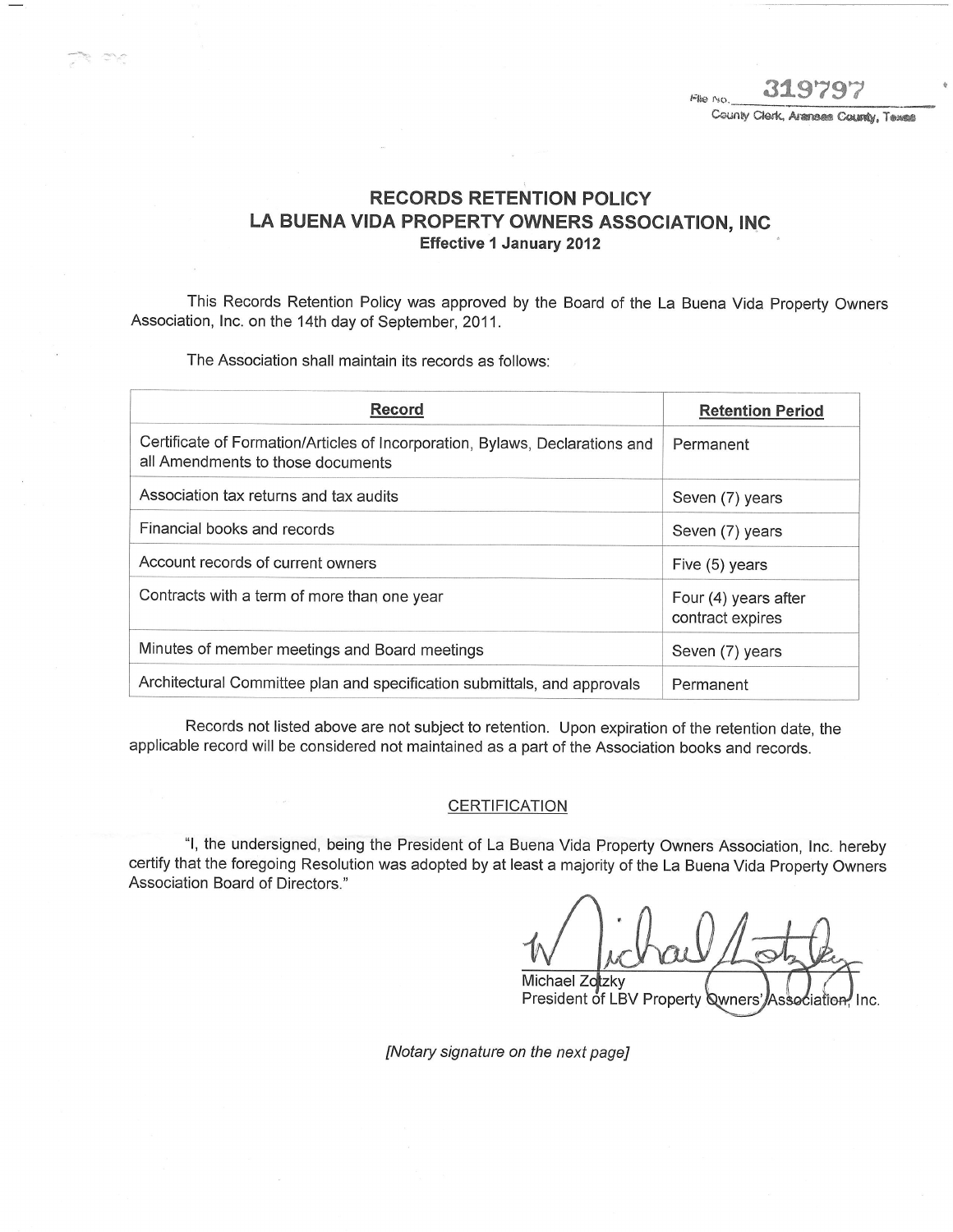File No. 319797
County Clerk, Aransas County, Texas

# RECORDS RETENTION POLICY
# LA BUENA VIDA PROPERTY OWNERS ASSOCIATION, INC
**Effective 1 January 2012**

This Records Retention Policy was approved by the Board of the La Buena Vida Property Owners Association, Inc. on the 14th day of September, 2011.

The Association shall maintain its records as follows:

| Record | Retention Period |
|---|---|
| Certificate of Formation/Articles of Incorporation, Bylaws, Declarations and all Amendments to those documents | Permanent |
| Association tax returns and tax audits | Seven (7) years |
| Financial books and records | Seven (7) years |
| Account records of current owners | Five (5) years |
| Contracts with a term of more than one year | Four (4) years after contract expires |
| Minutes of member meetings and Board meetings | Seven (7) years |
| Architectural Committee plan and specification submittals, and approvals | Permanent |

Records not listed above are not subject to retention. Upon expiration of the retention date, the applicable record will be considered not maintained as a part of the Association books and records.

## CERTIFICATION

"I, the undersigned, being the President of La Buena Vida Property Owners Association, Inc. hereby certify that the foregoing Resolution was adopted by at least a majority of the La Buena Vida Property Owners Association Board of Directors."

Michael Zotzky
President of LBV Property Owners' Association, Inc.

*[Notary signature on the next page]*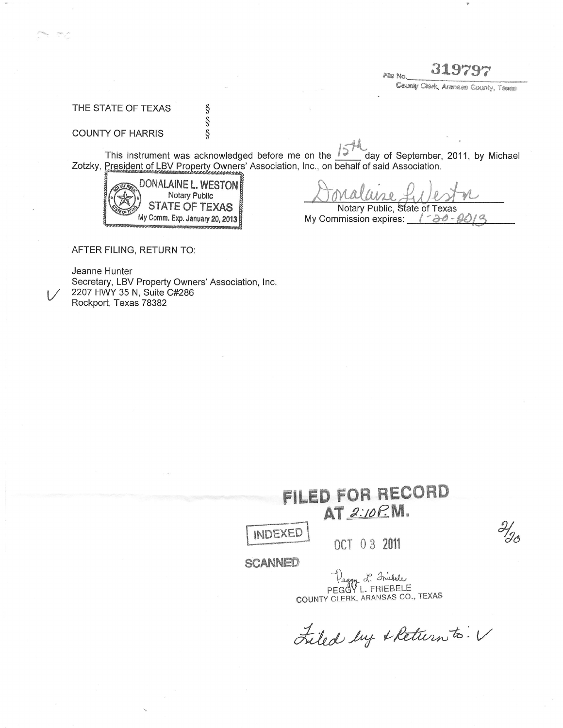File No. 319797
County Clerk, Aransas County, Texas

THE STATE OF TEXAS §
§
COUNTY OF HARRIS §

This instrument was acknowledged before me on the 15th day of September, 2011, by Michael Zotzky, President of LBV Property Owners' Association, Inc., on behalf of said Association.

DONALAINE L. WESTON
Notary Public
STATE OF TEXAS
My Comm. Exp. January 20, 2013

Donalaine L. Weston
Notary Public, State of Texas
My Commission expires: 1-20-2013

AFTER FILING, RETURN TO:

Jeanne Hunter
Secretary, LBV Property Owners' Association, Inc.
2207 HWY 35 N, Suite C#286
Rockport, Texas 78382

FILED FOR RECORD
AT 2:10 P.M.

INDEXED

OCT 03 2011

SCANNED

Peggy L. Friebele
PEGGY L. FRIEBELE
COUNTY CLERK, ARANSAS CO., TEXAS

2/20

Filed by & Return to: ✓